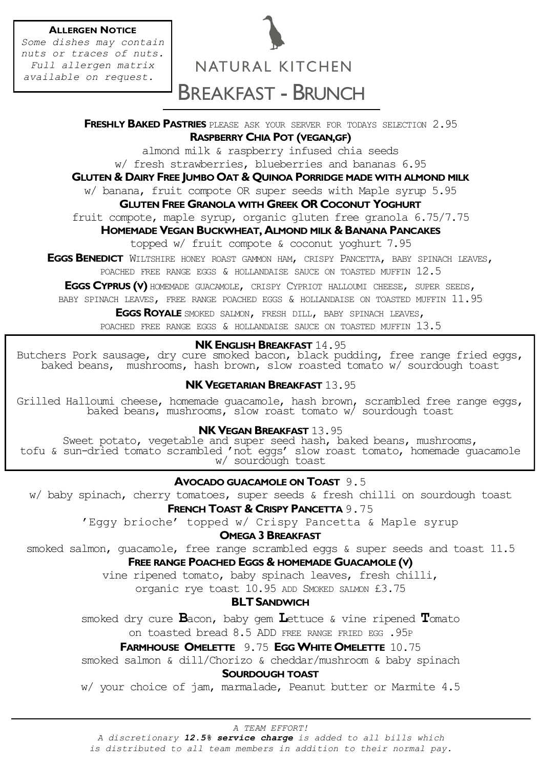**Allergen Notice**
*Some dishes may contain nuts or traces of nuts. Full allergen matrix available on request.*

# NATURAL KITCHEN
## Breakfast - Brunch

**Freshly Baked Pastries** please ask your server for todays selection 2.95

**Raspberry Chia Pot (vegan,gf)**
almond milk & raspberry infused chia seeds
w/ fresh strawberries, blueberries and bananas 6.95

**Gluten & Dairy Free Jumbo Oat & Quinoa Porridge made with almond milk**
w/ banana, fruit compote OR super seeds with Maple syrup 5.95

**Gluten Free Granola with Greek OR Coconut Yoghurt**
fruit compote, maple syrup, organic gluten free granola 6.75/7.75

**Homemade Vegan Buckwheat, Almond milk & Banana Pancakes**
topped w/ fruit compote & coconut yoghurt 7.95

**Eggs Benedict** Wiltshire honey roast gammon ham, crispy Pancetta, baby spinach leaves, poached free range eggs & hollandaise sauce on toasted muffin 12.5

**Eggs Cyprus (v)** homemade guacamole, crispy Cypriot halloumi cheese, super seeds, baby spinach leaves, free range poached eggs & hollandaise on toasted muffin 11.95

**Eggs Royale** smoked salmon, fresh dill, baby spinach leaves, poached free range eggs & hollandaise sauce on toasted muffin 13.5

**NK English Breakfast** 14.95
Butchers Pork sausage, dry cure smoked bacon, black pudding, free range fried eggs, baked beans, mushrooms, hash brown, slow roasted tomato w/ sourdough toast

**NK Vegetarian Breakfast** 13.95
Grilled Halloumi cheese, homemade guacamole, hash brown, scrambled free range eggs, baked beans, mushrooms, slow roast tomato w/ sourdough toast

**NK Vegan Breakfast** 13.95
Sweet potato, vegetable and super seed hash, baked beans, mushrooms, tofu & sun-dried tomato scrambled 'not eggs' slow roast tomato, homemade guacamole w/ sourdough toast

**Avocado guacamole on Toast** 9.5
w/ baby spinach, cherry tomatoes, super seeds & fresh chilli on sourdough toast

**French Toast & Crispy Pancetta** 9.75
'Eggy brioche' topped w/ Crispy Pancetta & Maple syrup

**Omega 3 Breakfast**
smoked salmon, guacamole, free range scrambled eggs & super seeds and toast 11.5

**Free range Poached Eggs & homemade Guacamole (v)**
vine ripened tomato, baby spinach leaves, fresh chilli, organic rye toast 10.95 add Smoked salmon £3.75

**BLT Sandwich**
smoked dry cure **B**acon, baby gem **L**ettuce & vine ripened **T**omato on toasted bread 8.5 ADD free range fried egg .95p

**Farmhouse Omelette** 9.75 **Egg White Omelette** 10.75
smoked salmon & dill/Chorizo & cheddar/mushroom & baby spinach

**Sourdough toast**
w/ your choice of jam, marmalade, Peanut butter or Marmite 4.5

---

*A TEAM EFFORT!*
*A discretionary **12.5% service charge** is added to all bills which is distributed to all team members in addition to their normal pay.*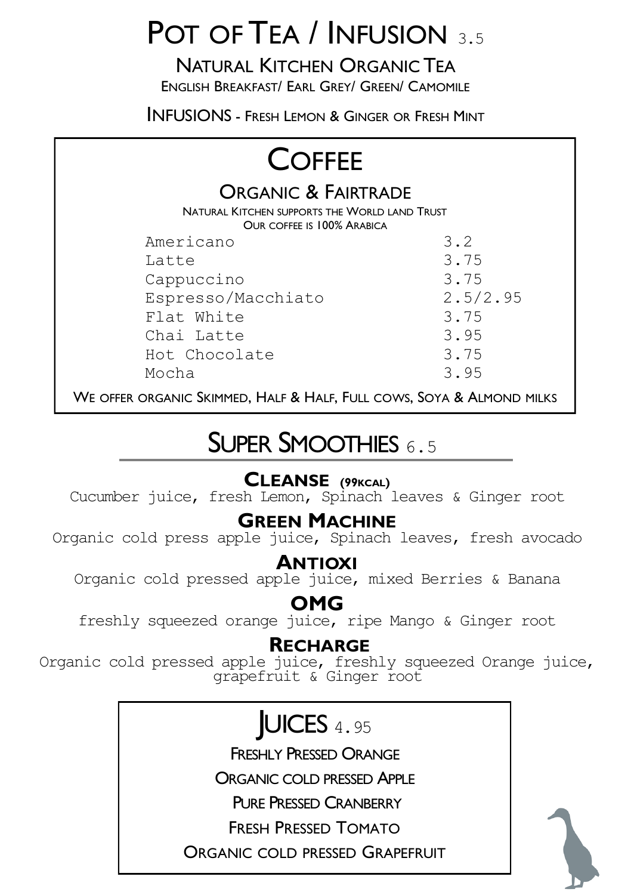# Pot of Tea / Infusion 3.5

## Natural Kitchen Organic Tea

English Breakfast/ Earl Grey/ Green/ Camomile

**Infusions** - Fresh Lemon & Ginger or Fresh Mint

# Coffee

## Organic & Fairtrade

Natural Kitchen supports the World land Trust
Our coffee is 100% Arabica

| | |
|---|---|
| Americano | 3.2 |
| Latte | 3.75 |
| Cappuccino | 3.75 |
| Espresso/Macchiato | 2.5/2.95 |
| Flat White | 3.75 |
| Chai Latte | 3.95 |
| Hot Chocolate | 3.75 |
| Mocha | 3.95 |

We offer organic Skimmed, Half & Half, Full cows, Soya & Almond milks

# Super Smoothies 6.5

### Cleanse (99kcal)

Cucumber juice, fresh Lemon, Spinach leaves & Ginger root

### Green Machine

Organic cold press apple juice, Spinach leaves, fresh avocado

### Antioxi

Organic cold pressed apple juice, mixed Berries & Banana

### OMG

freshly squeezed orange juice, ripe Mango & Ginger root

### Recharge

Organic cold pressed apple juice, freshly squeezed Orange juice, grapefruit & Ginger root

# Juices 4.95

Freshly Pressed Orange

Organic cold pressed Apple

Pure Pressed Cranberry

Fresh Pressed Tomato

Organic cold pressed Grapefruit